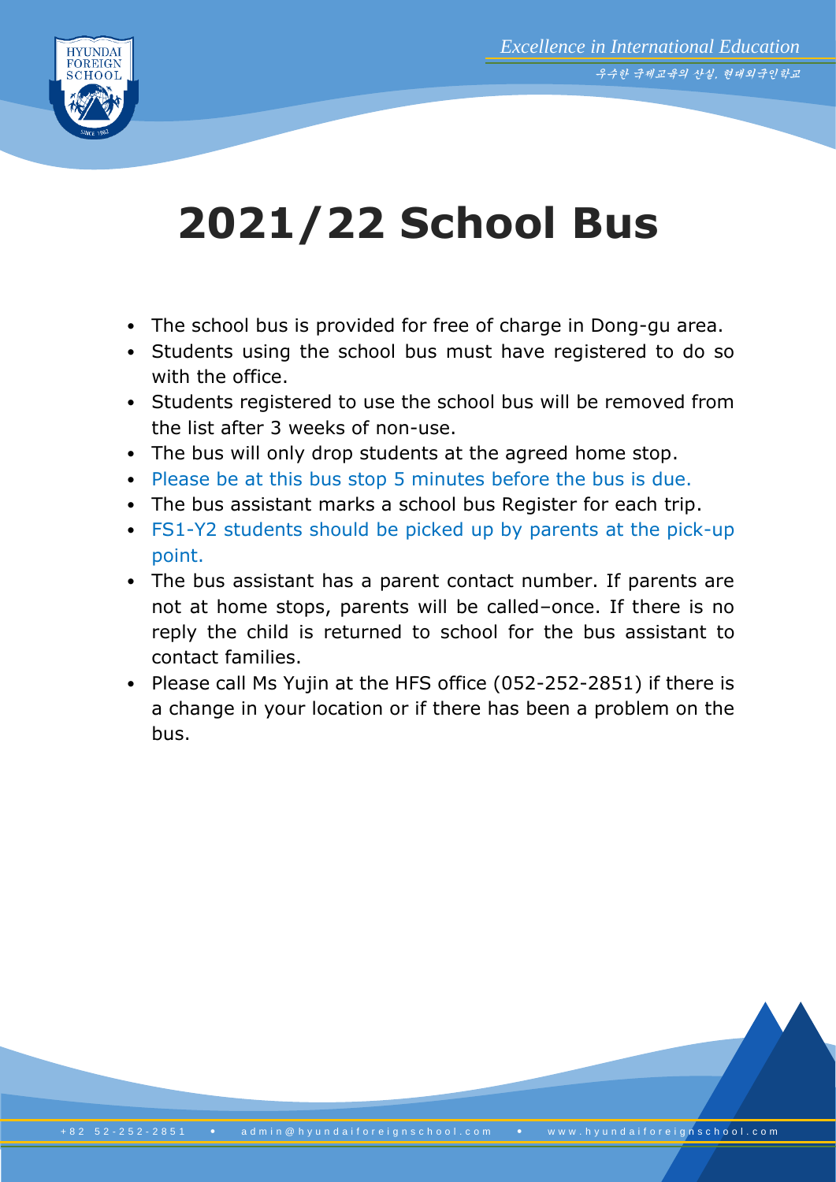# 2021/22 School Bus

- The school bus is provided for free of charge in Dong-gu area.
- Students using the school bus must have registered to do so with the office.
- Students registered to use the school bus will be removed from the list after 3 weeks of non-use.
- The bus will only drop students at the agreed home stop.
- Please be at this bus stop 5 minutes before the bus is due.
- The bus assistant marks a school bus Register for each trip.
- FS1-Y2 students should be picked up by parents at the pick-up point.
- The bus assistant has a parent contact number. If parents are not at home stops, parents will be called–once. If there is no reply the child is returned to school for the bus assistant to contact families.
- Please call Ms Yujin at the HFS office (052-252-2851) if there is a change in your location or if there has been a problem on the bus.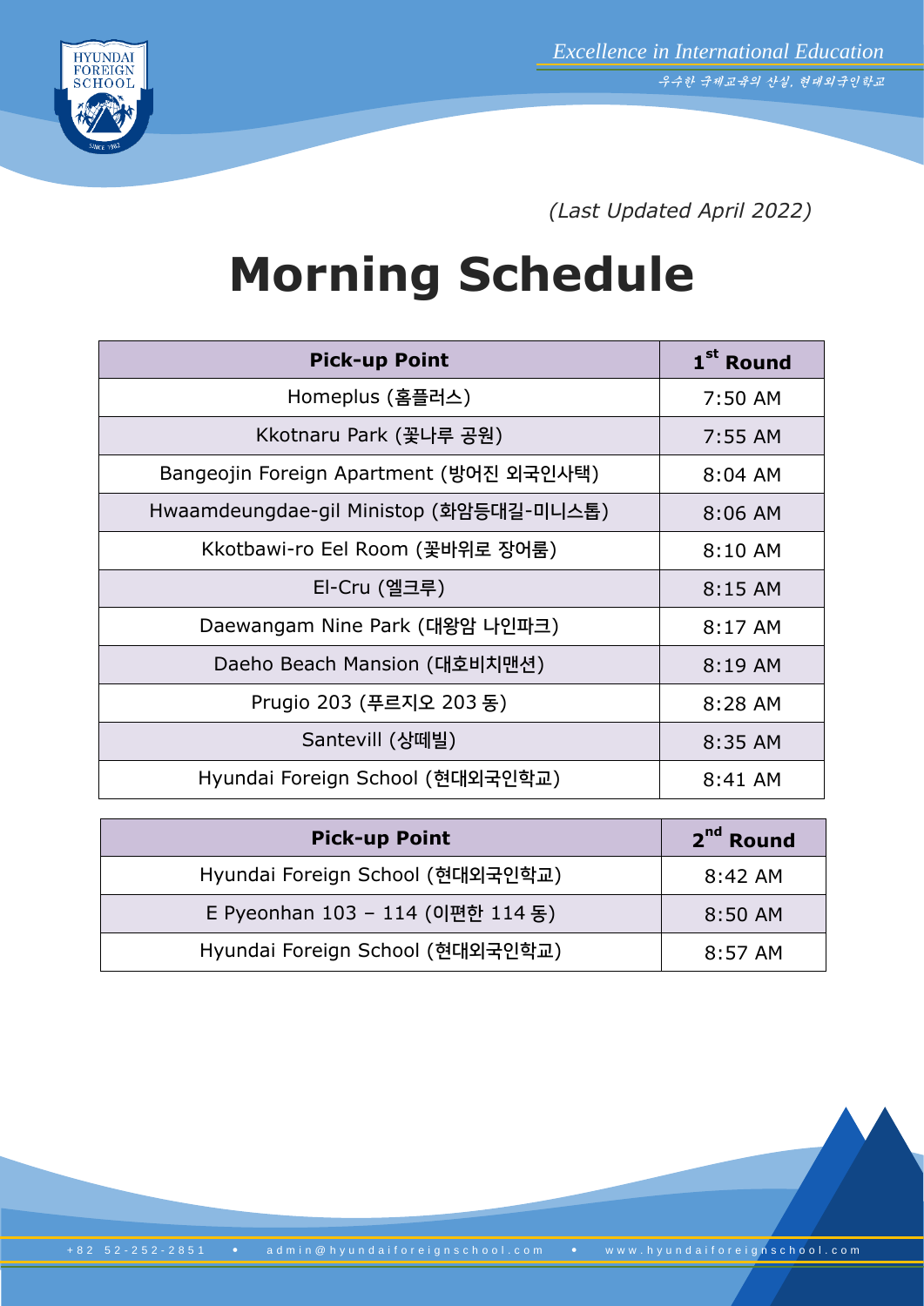*(Last Updated April 2022)*

# Morning Schedule

| Pick-up Point | 1st Round |
| --- | --- |
| Homeplus (홈플러스) | 7:50 AM |
| Kkotnaru Park (꽃나루 공원) | 7:55 AM |
| Bangeojin Foreign Apartment (방어진 외국인사택) | 8:04 AM |
| Hwaamdeungdae-gil Ministop (화암등대길-미니스톱) | 8:06 AM |
| Kkotbawi-ro Eel Room (꽃바위로 장어룸) | 8:10 AM |
| El-Cru (엘크루) | 8:15 AM |
| Daewangam Nine Park (대왕암 나인파크) | 8:17 AM |
| Daeho Beach Mansion (대호비치맨션) | 8:19 AM |
| Prugio 203 (푸르지오 203 동) | 8:28 AM |
| Santevill (상떼빌) | 8:35 AM |
| Hyundai Foreign School (현대외국인학교) | 8:41 AM |

| Pick-up Point | 2nd Round |
| --- | --- |
| Hyundai Foreign School (현대외국인학교) | 8:42 AM |
| E Pyeonhan 103 – 114 (이편한 114 동) | 8:50 AM |
| Hyundai Foreign School (현대외국인학교) | 8:57 AM |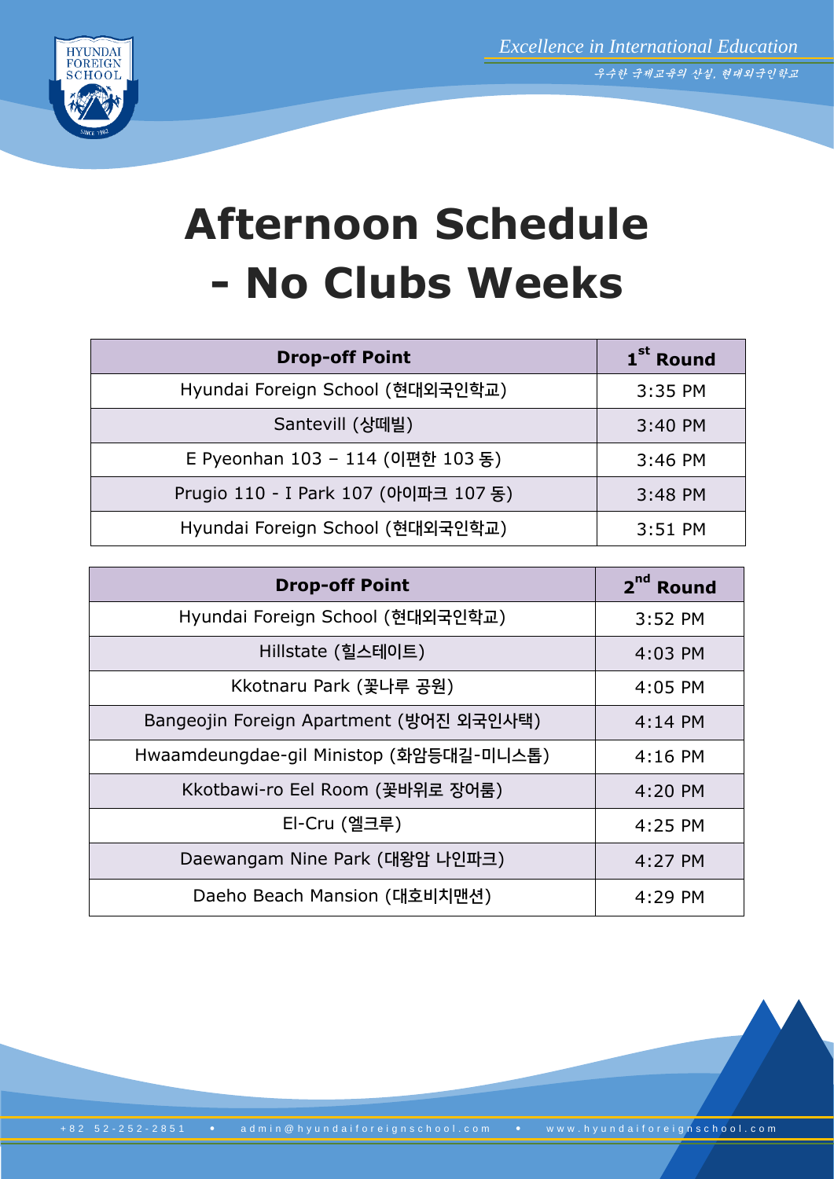# Afternoon Schedule - No Clubs Weeks

| Drop-off Point | 1st Round |
|---|---|
| Hyundai Foreign School (현대외국인학교) | 3:35 PM |
| Santevill (상떼빌) | 3:40 PM |
| E Pyeonhan 103 – 114 (이편한 103 동) | 3:46 PM |
| Prugio 110 - I Park 107 (아이파크 107 동) | 3:48 PM |
| Hyundai Foreign School (현대외국인학교) | 3:51 PM |

| Drop-off Point | 2nd Round |
|---|---|
| Hyundai Foreign School (현대외국인학교) | 3:52 PM |
| Hillstate (힐스테이트) | 4:03 PM |
| Kkotnaru Park (꽃나루 공원) | 4:05 PM |
| Bangeojin Foreign Apartment (방어진 외국인사택) | 4:14 PM |
| Hwaamdeungdae-gil Ministop (화암등대길-미니스톱) | 4:16 PM |
| Kkotbawi-ro Eel Room (꽃바위로 장어룸) | 4:20 PM |
| El-Cru (엘크루) | 4:25 PM |
| Daewangam Nine Park (대왕암 나인파크) | 4:27 PM |
| Daeho Beach Mansion (대호비치맨션) | 4:29 PM |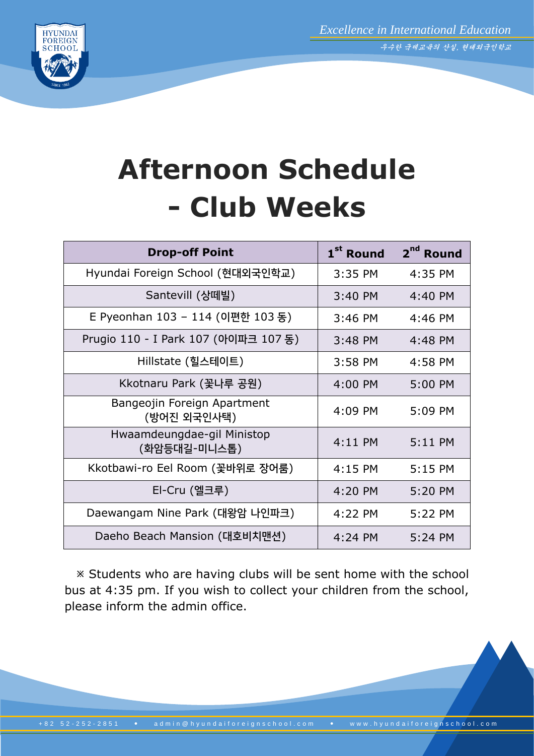# Afternoon Schedule
# - Club Weeks

| Drop-off Point | 1st Round | 2nd Round |
|---|---|---|
| Hyundai Foreign School (현대외국인학교) | 3:35 PM | 4:35 PM |
| Santevill (상떼빌) | 3:40 PM | 4:40 PM |
| E Pyeonhan 103 – 114 (이편한 103 동) | 3:46 PM | 4:46 PM |
| Prugio 110 - I Park 107 (아이파크 107 동) | 3:48 PM | 4:48 PM |
| Hillstate (힐스테이트) | 3:58 PM | 4:58 PM |
| Kkotnaru Park (꽃나루 공원) | 4:00 PM | 5:00 PM |
| Bangeojin Foreign Apartment (방어진 외국인사택) | 4:09 PM | 5:09 PM |
| Hwaamdeungdae-gil Ministop (화암등대길-미니스톱) | 4:11 PM | 5:11 PM |
| Kkotbawi-ro Eel Room (꽃바위로 장어룸) | 4:15 PM | 5:15 PM |
| El-Cru (엘크루) | 4:20 PM | 5:20 PM |
| Daewangam Nine Park (대왕암 나인파크) | 4:22 PM | 5:22 PM |
| Daeho Beach Mansion (대호비치맨션) | 4:24 PM | 5:24 PM |

※ Students who are having clubs will be sent home with the school bus at 4:35 pm. If you wish to collect your children from the school, please inform the admin office.